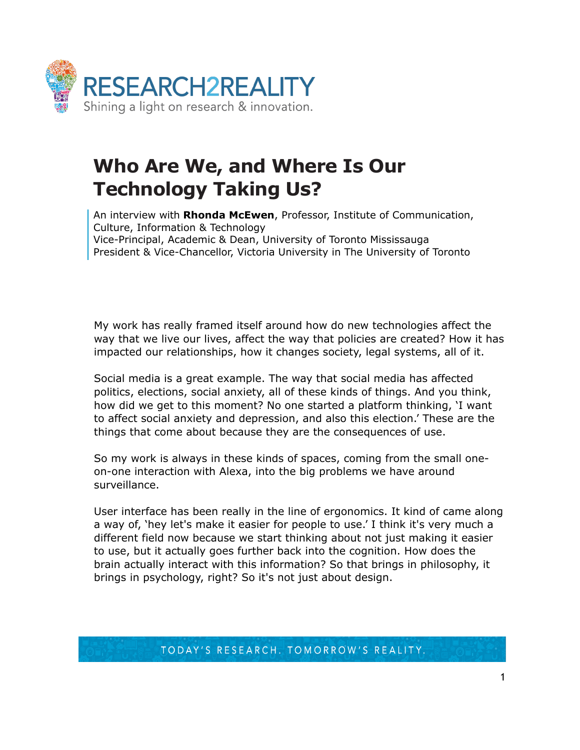# Who Are We, and Where Is Our Technology Taking Us?

An interview with **Rhonda McEwen**, Professor, Institute of Communication, Culture, Information & Technology
Vice-Principal, Academic & Dean, University of Toronto Mississauga
President & Vice-Chancellor, Victoria University in The University of Toronto

My work has really framed itself around how do new technologies affect the way that we live our lives, affect the way that policies are created? How it has impacted our relationships, how it changes society, legal systems, all of it.

Social media is a great example. The way that social media has affected politics, elections, social anxiety, all of these kinds of things. And you think, how did we get to this moment? No one started a platform thinking, 'I want to affect social anxiety and depression, and also this election.' These are the things that come about because they are the consequences of use.

So my work is always in these kinds of spaces, coming from the small one-on-one interaction with Alexa, into the big problems we have around surveillance.

User interface has been really in the line of ergonomics. It kind of came along a way of, 'hey let's make it easier for people to use.' I think it's very much a different field now because we start thinking about not just making it easier to use, but it actually goes further back into the cognition. How does the brain actually interact with this information? So that brings in philosophy, it brings in psychology, right? So it's not just about design.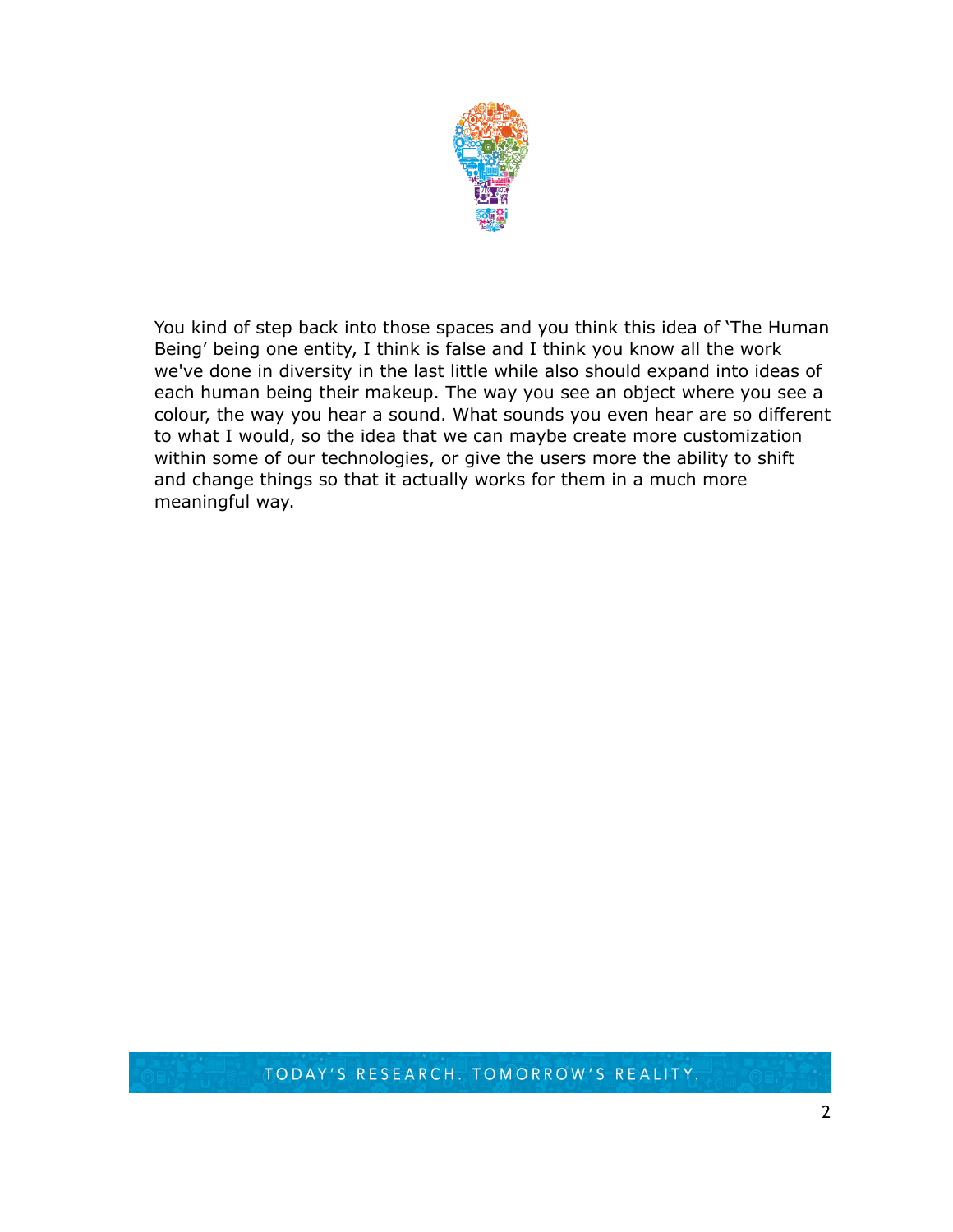You kind of step back into those spaces and you think this idea of 'The Human Being' being one entity, I think is false and I think you know all the work we've done in diversity in the last little while also should expand into ideas of each human being their makeup. The way you see an object where you see a colour, the way you hear a sound. What sounds you even hear are so different to what I would, so the idea that we can maybe create more customization within some of our technologies, or give the users more the ability to shift and change things so that it actually works for them in a much more meaningful way.